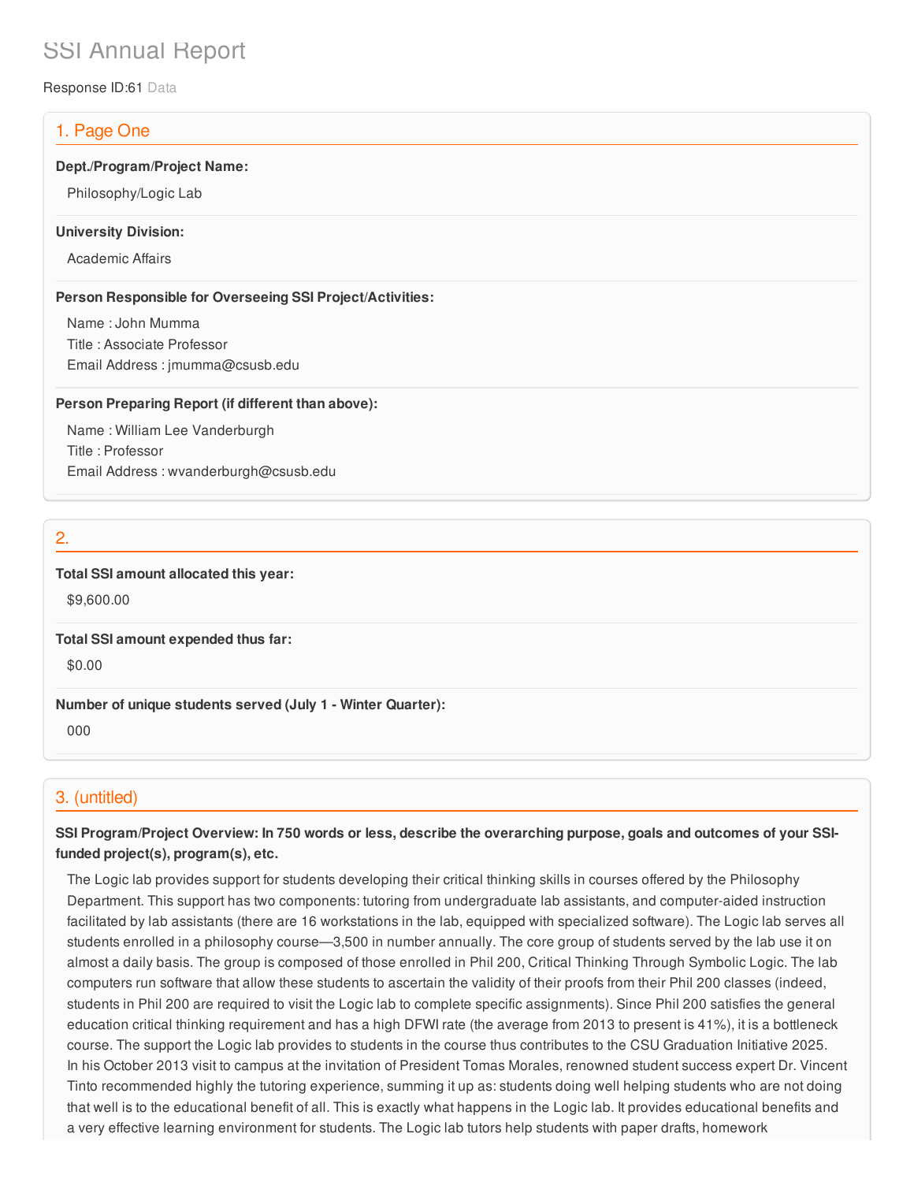# SSI Annual Report

Response ID:61 Data

## 1. Page One

**Dept./Program/Project Name:**

Philosophy/Logic Lab

**University Division:**

Academic Affairs

**Person Responsible for Overseeing SSI Project/Activities:**

Name : John Mumma
Title : Associate Professor
Email Address : jmumma@csusb.edu

**Person Preparing Report (if different than above):**

Name : William Lee Vanderburgh
Title : Professor
Email Address : wvanderburgh@csusb.edu

## 2.

**Total SSI amount allocated this year:**

$9,600.00

**Total SSI amount expended thus far:**

$0.00

**Number of unique students served (July 1 - Winter Quarter):**

000

## 3. (untitled)

**SSI Program/Project Overview: In 750 words or less, describe the overarching purpose, goals and outcomes of your SSI-funded project(s), program(s), etc.**

The Logic lab provides support for students developing their critical thinking skills in courses offered by the Philosophy Department. This support has two components: tutoring from undergraduate lab assistants, and computer-aided instruction facilitated by lab assistants (there are 16 workstations in the lab, equipped with specialized software). The Logic lab serves all students enrolled in a philosophy course—3,500 in number annually. The core group of students served by the lab use it on almost a daily basis. The group is composed of those enrolled in Phil 200, Critical Thinking Through Symbolic Logic. The lab computers run software that allow these students to ascertain the validity of their proofs from their Phil 200 classes (indeed, students in Phil 200 are required to visit the Logic lab to complete specific assignments). Since Phil 200 satisfies the general education critical thinking requirement and has a high DFWI rate (the average from 2013 to present is 41%), it is a bottleneck course. The support the Logic lab provides to students in the course thus contributes to the CSU Graduation Initiative 2025. In his October 2013 visit to campus at the invitation of President Tomas Morales, renowned student success expert Dr. Vincent Tinto recommended highly the tutoring experience, summing it up as: students doing well helping students who are not doing that well is to the educational benefit of all. This is exactly what happens in the Logic lab. It provides educational benefits and a very effective learning environment for students. The Logic lab tutors help students with paper drafts, homework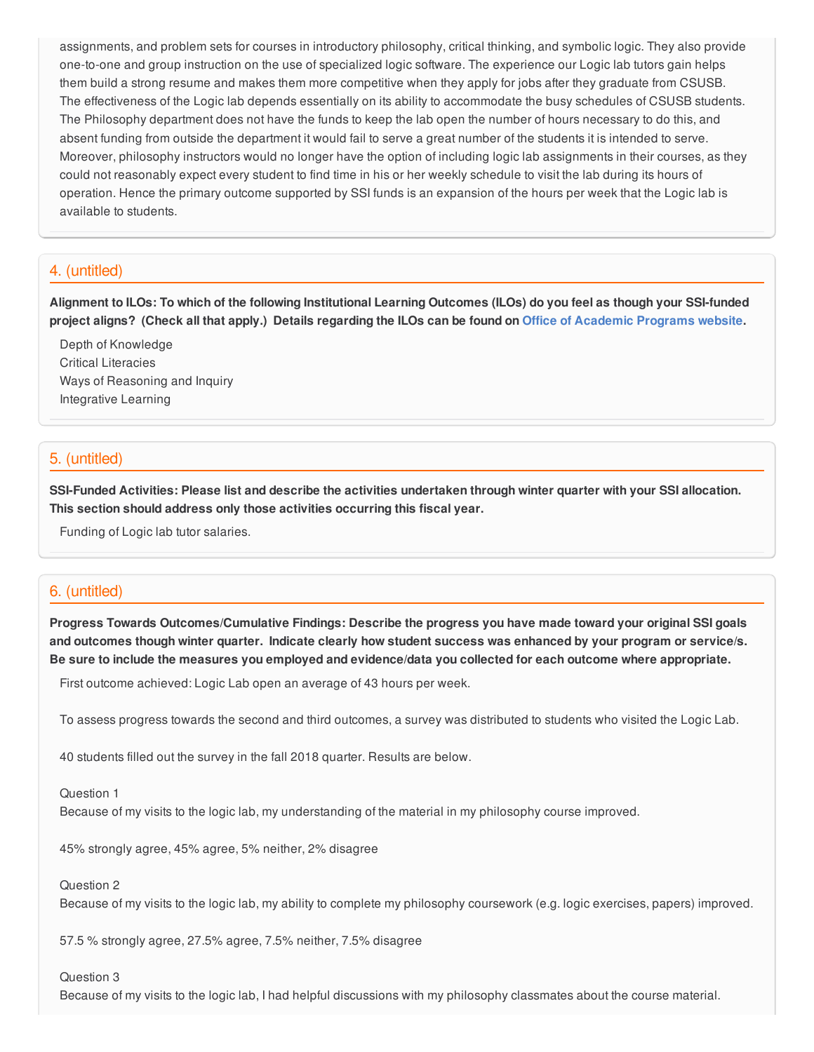assignments, and problem sets for courses in introductory philosophy, critical thinking, and symbolic logic. They also provide one-to-one and group instruction on the use of specialized logic software. The experience our Logic lab tutors gain helps them build a strong resume and makes them more competitive when they apply for jobs after they graduate from CSUSB. The effectiveness of the Logic lab depends essentially on its ability to accommodate the busy schedules of CSUSB students. The Philosophy department does not have the funds to keep the lab open the number of hours necessary to do this, and absent funding from outside the department it would fail to serve a great number of the students it is intended to serve. Moreover, philosophy instructors would no longer have the option of including logic lab assignments in their courses, as they could not reasonably expect every student to find time in his or her weekly schedule to visit the lab during its hours of operation. Hence the primary outcome supported by SSI funds is an expansion of the hours per week that the Logic lab is available to students.

## 4. (untitled)

**Alignment to ILOs: To which of the following Institutional Learning Outcomes (ILOs) do you feel as though your SSI-funded project aligns? (Check all that apply.) Details regarding the ILOs can be found on Office of Academic Programs website.**

Depth of Knowledge
Critical Literacies
Ways of Reasoning and Inquiry
Integrative Learning

## 5. (untitled)

**SSI-Funded Activities: Please list and describe the activities undertaken through winter quarter with your SSI allocation. This section should address only those activities occurring this fiscal year.**

Funding of Logic lab tutor salaries.

## 6. (untitled)

**Progress Towards Outcomes/Cumulative Findings: Describe the progress you have made toward your original SSI goals and outcomes though winter quarter. Indicate clearly how student success was enhanced by your program or service/s. Be sure to include the measures you employed and evidence/data you collected for each outcome where appropriate.**

First outcome achieved: Logic Lab open an average of 43 hours per week.

To assess progress towards the second and third outcomes, a survey was distributed to students who visited the Logic Lab.

40 students filled out the survey in the fall 2018 quarter. Results are below.

Question 1
Because of my visits to the logic lab, my understanding of the material in my philosophy course improved.

45% strongly agree, 45% agree, 5% neither, 2% disagree

Question 2
Because of my visits to the logic lab, my ability to complete my philosophy coursework (e.g. logic exercises, papers) improved.

57.5 % strongly agree, 27.5% agree, 7.5% neither, 7.5% disagree

Question 3
Because of my visits to the logic lab, I had helpful discussions with my philosophy classmates about the course material.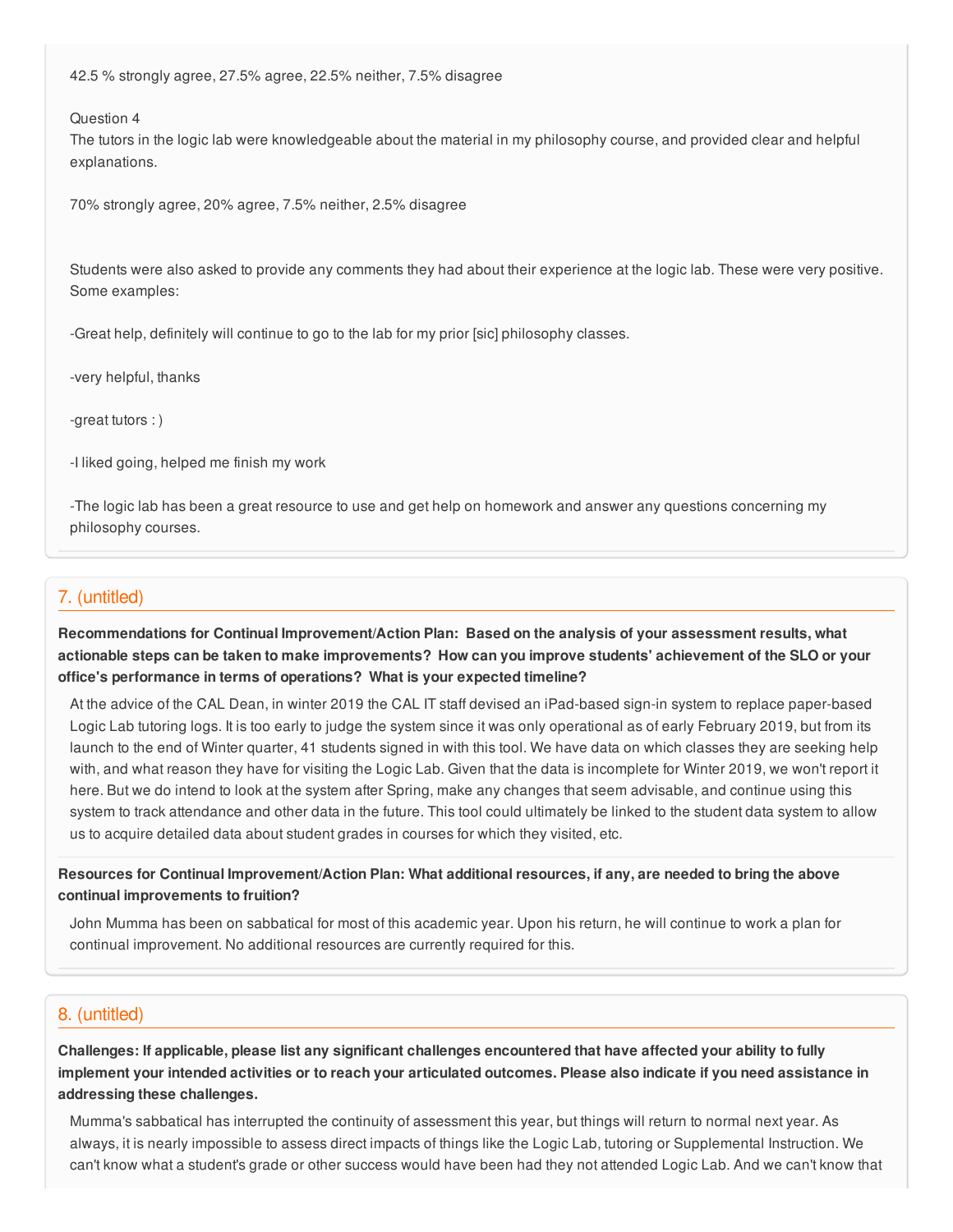42.5 % strongly agree, 27.5% agree, 22.5% neither, 7.5% disagree

Question 4
The tutors in the logic lab were knowledgeable about the material in my philosophy course, and provided clear and helpful explanations.

70% strongly agree, 20% agree, 7.5% neither, 2.5% disagree

Students were also asked to provide any comments they had about their experience at the logic lab. These were very positive. Some examples:

-Great help, definitely will continue to go to the lab for my prior [sic] philosophy classes.

-very helpful, thanks

-great tutors : )

-I liked going, helped me finish my work

-The logic lab has been a great resource to use and get help on homework and answer any questions concerning my philosophy courses.

## 7. (untitled)

**Recommendations for Continual Improvement/Action Plan: Based on the analysis of your assessment results, what actionable steps can be taken to make improvements? How can you improve students' achievement of the SLO or your office's performance in terms of operations? What is your expected timeline?**

At the advice of the CAL Dean, in winter 2019 the CAL IT staff devised an iPad-based sign-in system to replace paper-based Logic Lab tutoring logs. It is too early to judge the system since it was only operational as of early February 2019, but from its launch to the end of Winter quarter, 41 students signed in with this tool. We have data on which classes they are seeking help with, and what reason they have for visiting the Logic Lab. Given that the data is incomplete for Winter 2019, we won't report it here. But we do intend to look at the system after Spring, make any changes that seem advisable, and continue using this system to track attendance and other data in the future. This tool could ultimately be linked to the student data system to allow us to acquire detailed data about student grades in courses for which they visited, etc.

**Resources for Continual Improvement/Action Plan: What additional resources, if any, are needed to bring the above continual improvements to fruition?**

John Mumma has been on sabbatical for most of this academic year. Upon his return, he will continue to work a plan for continual improvement. No additional resources are currently required for this.

## 8. (untitled)

**Challenges: If applicable, please list any significant challenges encountered that have affected your ability to fully implement your intended activities or to reach your articulated outcomes. Please also indicate if you need assistance in addressing these challenges.**

Mumma's sabbatical has interrupted the continuity of assessment this year, but things will return to normal next year. As always, it is nearly impossible to assess direct impacts of things like the Logic Lab, tutoring or Supplemental Instruction. We can't know what a student's grade or other success would have been had they not attended Logic Lab. And we can't know that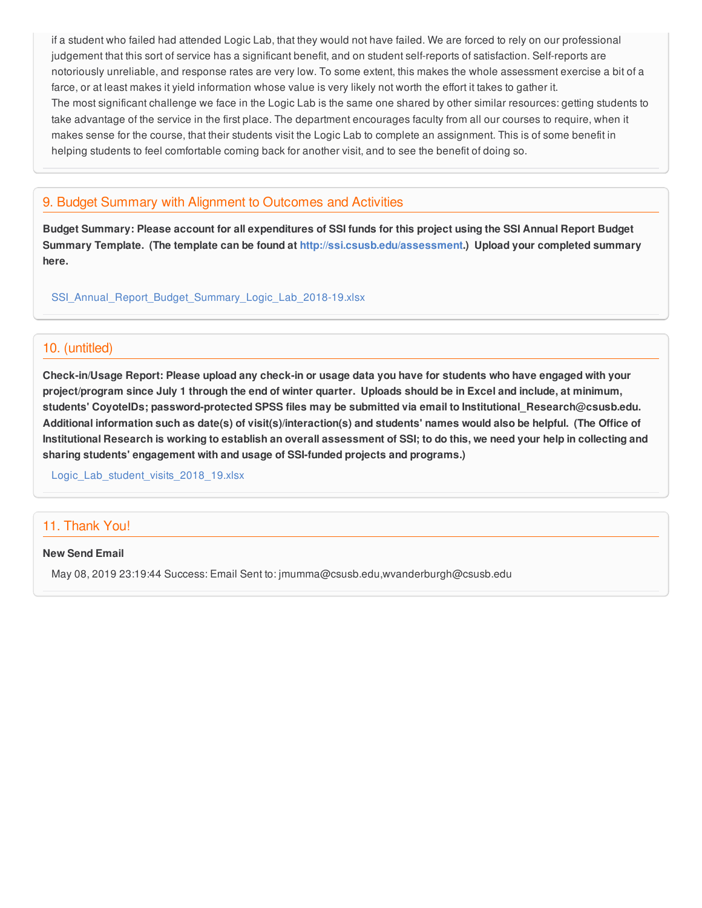if a student who failed had attended Logic Lab, that they would not have failed. We are forced to rely on our professional judgement that this sort of service has a significant benefit, and on student self-reports of satisfaction. Self-reports are notoriously unreliable, and response rates are very low. To some extent, this makes the whole assessment exercise a bit of a farce, or at least makes it yield information whose value is very likely not worth the effort it takes to gather it.

The most significant challenge we face in the Logic Lab is the same one shared by other similar resources: getting students to take advantage of the service in the first place. The department encourages faculty from all our courses to require, when it makes sense for the course, that their students visit the Logic Lab to complete an assignment. This is of some benefit in helping students to feel comfortable coming back for another visit, and to see the benefit of doing so.

## 9. Budget Summary with Alignment to Outcomes and Activities

**Budget Summary: Please account for all expenditures of SSI funds for this project using the SSI Annual Report Budget Summary Template. (The template can be found at http://ssi.csusb.edu/assessment.) Upload your completed summary here.**

SSI_Annual_Report_Budget_Summary_Logic_Lab_2018-19.xlsx

## 10. (untitled)

**Check-in/Usage Report: Please upload any check-in or usage data you have for students who have engaged with your project/program since July 1 through the end of winter quarter. Uploads should be in Excel and include, at minimum, students' CoyoteIDs; password-protected SPSS files may be submitted via email to Institutional_Research@csusb.edu. Additional information such as date(s) of visit(s)/interaction(s) and students' names would also be helpful. (The Office of Institutional Research is working to establish an overall assessment of SSI; to do this, we need your help in collecting and sharing students' engagement with and usage of SSI-funded projects and programs.)**

Logic_Lab_student_visits_2018_19.xlsx

## 11. Thank You!

**New Send Email**

May 08, 2019 23:19:44 Success: Email Sent to: jmumma@csusb.edu,wvanderburgh@csusb.edu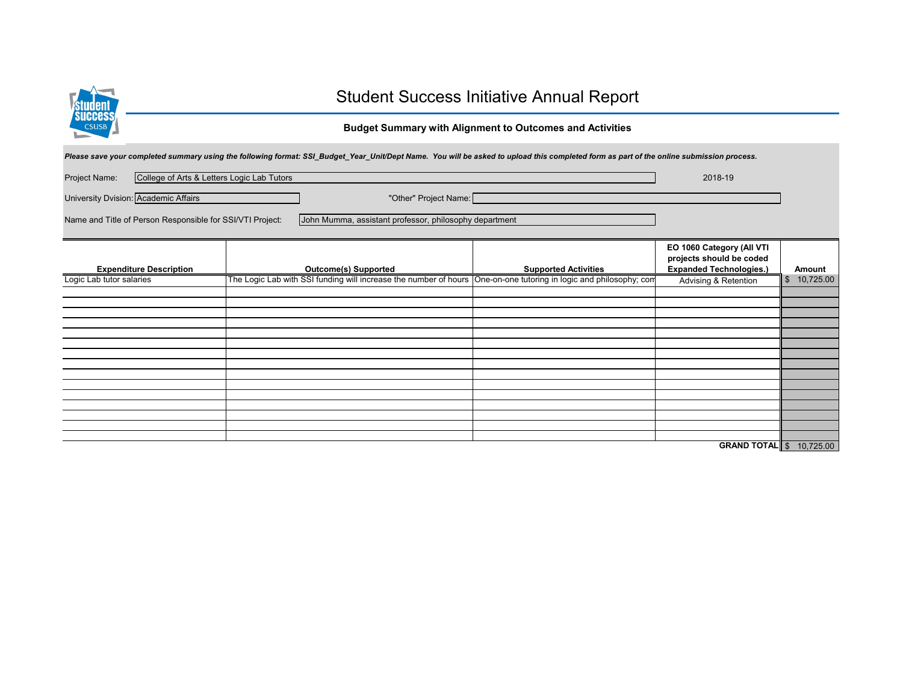# Student Success Initiative Annual Report

## Budget Summary with Alignment to Outcomes and Activities

***Please save your completed summary using the following format: SSI_Budget_Year_Unit/Dept Name. You will be asked to upload this completed form as part of the online submission process.***

Project Name: College of Arts & Letters Logic Lab Tutors — 2018-19

University Dvision: Academic Affairs — "Other" Project Name:

Name and Title of Person Responsible for SSI/VTI Project: John Mumma, assistant professor, philosophy department

| Expenditure Description | Outcome(s) Supported | Supported Activities | EO 1060 Category (All VTI projects should be coded Expanded Technologies.) | Amount |
|---|---|---|---|---|
| Logic Lab tutor salaries | The Logic Lab with SSI funding will increase the number of hours | One-on-one tutoring in logic and philosophy; com | Advising & Retention | $ 10,725.00 |
| | | | | |
| | | | | |
| | | | | |
| | | | | |
| | | | | |
| | | | | |
| | | | | |
| | | | | |
| | | | | |
| | | | | |
| | | | | |
| | | | | |
| | | | | |
| | | | | |
| | | | | |
| | | | **GRAND TOTAL** | $ 10,725.00 |